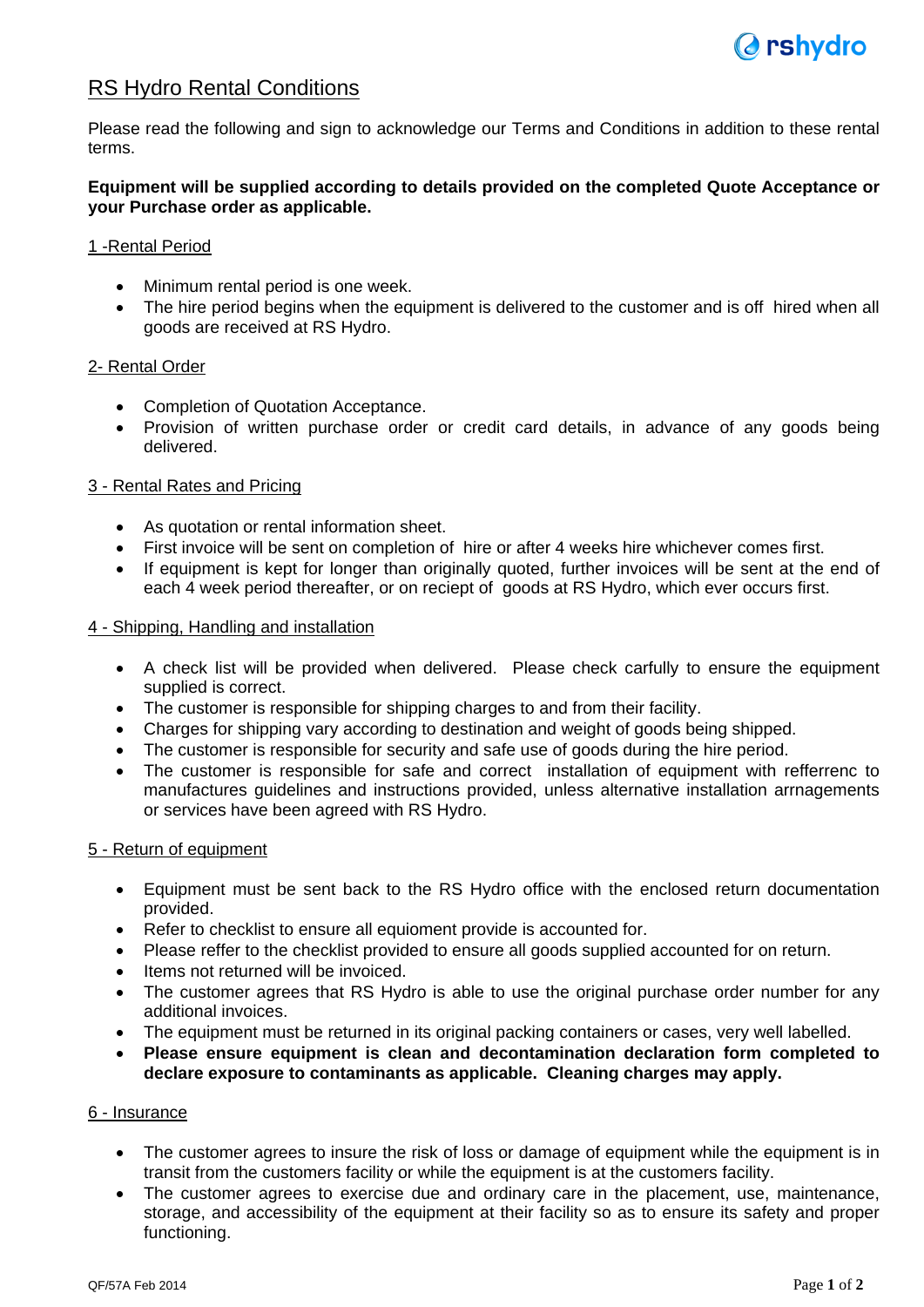# RS Hydro Rental Conditions

Please read the following and sign to acknowledge our Terms and Conditions in addition to these rental terms.

**Equipment will be supplied according to details provided on the completed Quote Acceptance or your Purchase order as applicable.**

## 1 -Rental Period

- Minimum rental period is one week.
- The hire period begins when the equipment is delivered to the customer and is off hired when all goods are received at RS Hydro.

## 2- Rental Order

- Completion of Quotation Acceptance.
- Provision of written purchase order or credit card details, in advance of any goods being delivered.

## 3 - Rental Rates and Pricing

- As quotation or rental information sheet.
- First invoice will be sent on completion of hire or after 4 weeks hire whichever comes first.
- If equipment is kept for longer than originally quoted, further invoices will be sent at the end of each 4 week period thereafter, or on reciept of goods at RS Hydro, which ever occurs first.

## 4 - Shipping, Handling and installation

- A check list will be provided when delivered. Please check carfully to ensure the equipment supplied is correct.
- The customer is responsible for shipping charges to and from their facility.
- Charges for shipping vary according to destination and weight of goods being shipped.
- The customer is responsible for security and safe use of goods during the hire period.
- The customer is responsible for safe and correct installation of equipment with refferrenc to manufactures guidelines and instructions provided, unless alternative installation arrnagements or services have been agreed with RS Hydro.

## 5 - Return of equipment

- Equipment must be sent back to the RS Hydro office with the enclosed return documentation provided.
- Refer to checklist to ensure all equioment provide is accounted for.
- Please reffer to the checklist provided to ensure all goods supplied accounted for on return.
- Items not returned will be invoiced.
- The customer agrees that RS Hydro is able to use the original purchase order number for any additional invoices.
- The equipment must be returned in its original packing containers or cases, very well labelled.
- **Please ensure equipment is clean and decontamination declaration form completed to declare exposure to contaminants as applicable. Cleaning charges may apply.**

## 6 - Insurance

- The customer agrees to insure the risk of loss or damage of equipment while the equipment is in transit from the customers facility or while the equipment is at the customers facility.
- The customer agrees to exercise due and ordinary care in the placement, use, maintenance, storage, and accessibility of the equipment at their facility so as to ensure its safety and proper functioning.

QF/57A Feb 2014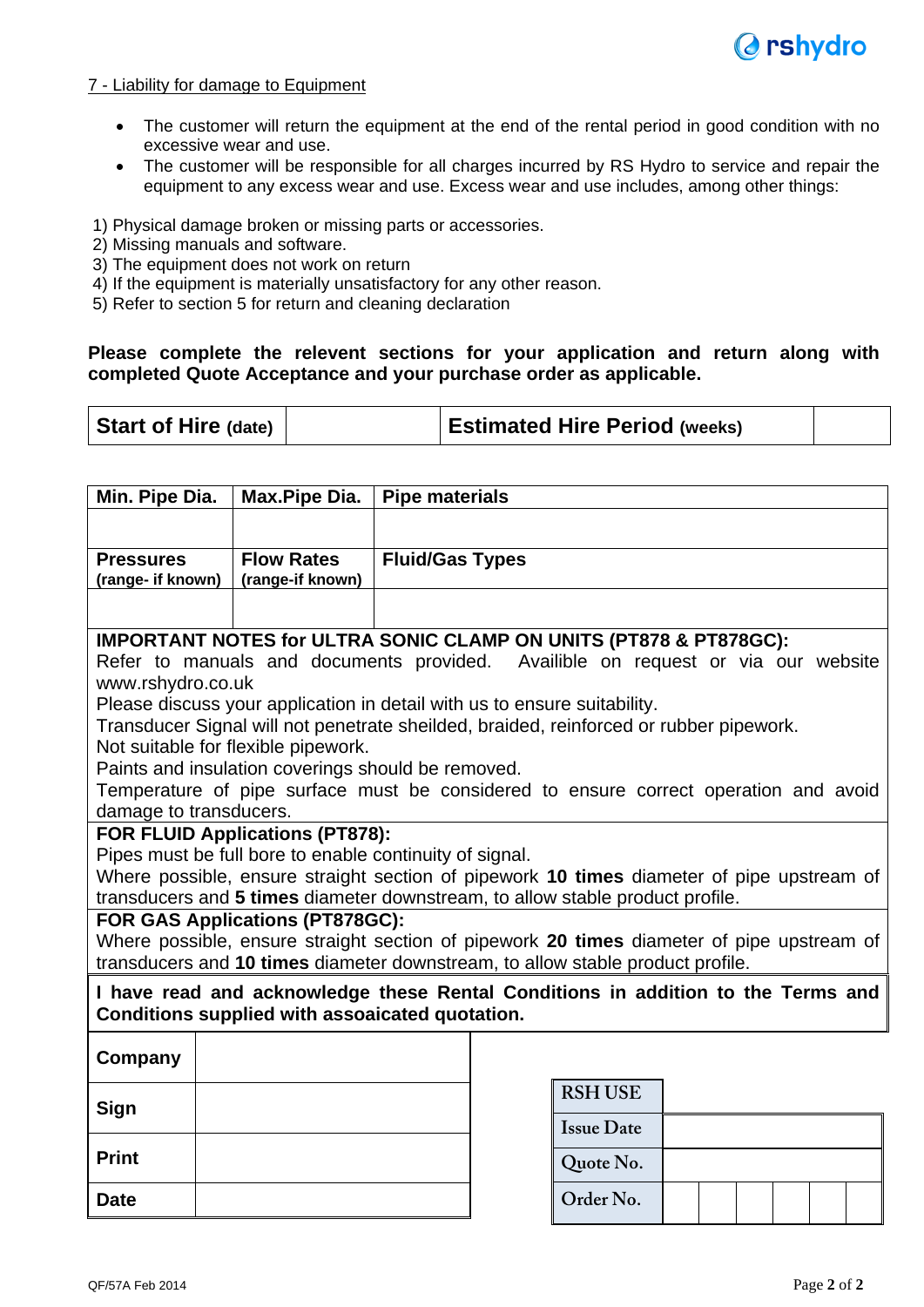7 - Liability for damage to Equipment

- The customer will return the equipment at the end of the rental period in good condition with no excessive wear and use.
- The customer will be responsible for all charges incurred by RS Hydro to service and repair the equipment to any excess wear and use. Excess wear and use includes, among other things:

1) Physical damage broken or missing parts or accessories.
2) Missing manuals and software.
3) The equipment does not work on return
4) If the equipment is materially unsatisfactory for any other reason.
5) Refer to section 5 for return and cleaning declaration

**Please complete the relevent sections for your application and return along with completed Quote Acceptance and your purchase order as applicable.**

| **Start of Hire** (date) | | **Estimated Hire Period** (weeks) | |
|---|---|---|---|

| **Min. Pipe Dia.** | **Max.Pipe Dia.** | **Pipe materials** |
|---|---|---|
| | | |
| **Pressures (range- if known)** | **Flow Rates (range-if known)** | **Fluid/Gas Types** |
| | | |

**IMPORTANT NOTES for ULTRA SONIC CLAMP ON UNITS (PT878 & PT878GC):**
Refer to manuals and documents provided. Availible on request or via our website www.rshydro.co.uk
Please discuss your application in detail with us to ensure suitability.
Transducer Signal will not penetrate sheilded, braided, reinforced or rubber pipework.
Not suitable for flexible pipework.
Paints and insulation coverings should be removed.
Temperature of pipe surface must be considered to ensure correct operation and avoid damage to transducers.

**FOR FLUID Applications (PT878):**
Pipes must be full bore to enable continuity of signal.
Where possible, ensure straight section of pipework **10 times** diameter of pipe upstream of transducers and **5 times** diameter downstream, to allow stable product profile.

**FOR GAS Applications (PT878GC):**
Where possible, ensure straight section of pipework **20 times** diameter of pipe upstream of transducers and **10 times** diameter downstream, to allow stable product profile.

**I have read and acknowledge these Rental Conditions in addition to the Terms and Conditions supplied with assoaicated quotation.**

| | |
|---|---|
| **Company** | |
| **Sign** | |
| **Print** | |
| **Date** | |

| RSH USE | | | | | | |
|---|---|---|---|---|---|---|
| Issue Date | | | | | | |
| Quote No. | | | | | | |
| Order No. | | | | | | |

QF/57A Feb 2014